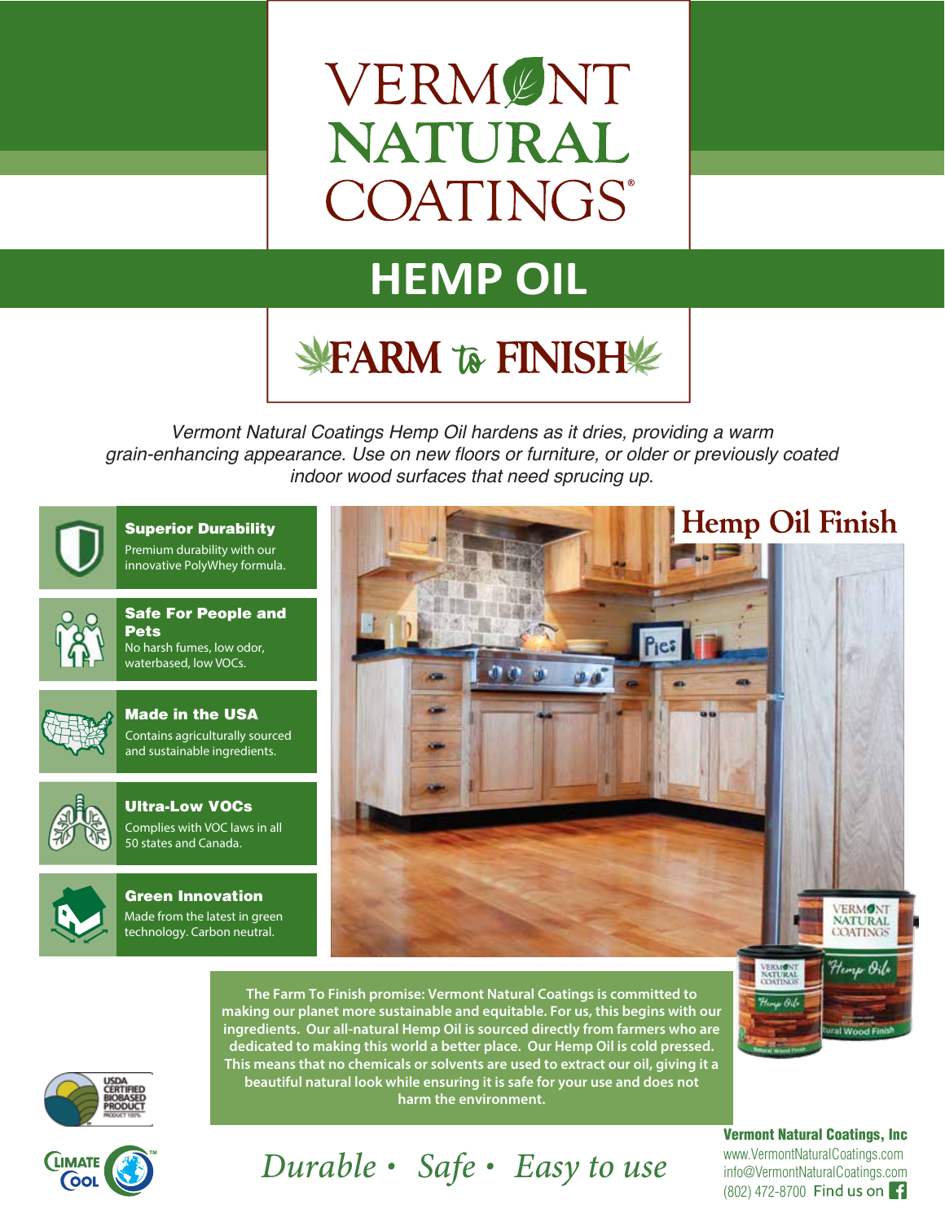# VERMONT NATURAL COATINGS®

## HEMP OIL

### FARM to FINISH

*Vermont Natural Coatings Hemp Oil hardens as it dries, providing a warm grain-enhancing appearance. Use on new floors or furniture, or older or previously coated indoor wood surfaces that need sprucing up.*

**Superior Durability**
Premium durability with our innovative PolyWhey formula.

**Safe For People and Pets**
No harsh fumes, low odor, waterbased, low VOCs.

**Made in the USA**
Contains agriculturally sourced and sustainable ingredients.

**Ultra-Low VOCs**
Complies with VOC laws in all 50 states and Canada.

**Green Innovation**
Made from the latest in green technology. Carbon neutral.

Hemp Oil Finish

**The Farm To Finish promise: Vermont Natural Coatings is committed to making our planet more sustainable and equitable. For us, this begins with our ingredients. Our all-natural Hemp Oil is sourced directly from farmers who are dedicated to making this world a better place. Our Hemp Oil is cold pressed. This means that no chemicals or solvents are used to extract our oil, giving it a beautiful natural look while ensuring it is safe for your use and does not harm the environment.**

USDA CERTIFIED BIOBASED PRODUCT

CLIMATE COOL

*Durable • Safe • Easy to use*

**Vermont Natural Coatings, Inc**
www.VermontNaturalCoatings.com
info@VermontNaturalCoatings.com
(802) 472-8700 Find us on Facebook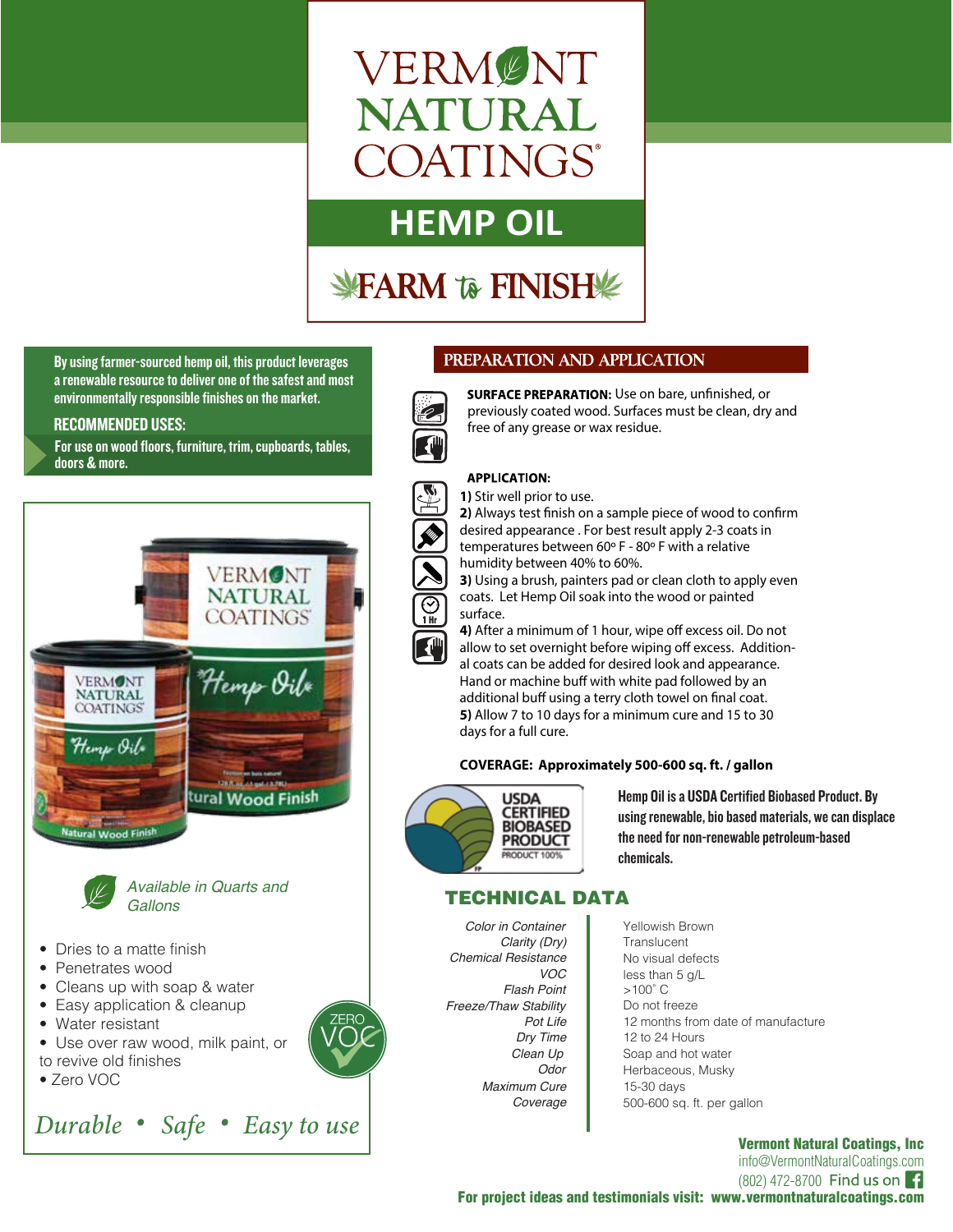# VERMONT NATURAL COATINGS®

## HEMP OIL

### FARM to FINISH

**By using farmer-sourced hemp oil, this product leverages a renewable resource to deliver one of the safest and most environmentally responsible finishes on the market.**

**RECOMMENDED USES:**

**For use on wood floors, furniture, trim, cupboards, tables, doors & more.**

*Available in Quarts and Gallons*

- Dries to a matte finish
- Penetrates wood
- Cleans up with soap & water
- Easy application & cleanup
- Water resistant
- Use over raw wood, milk paint, or to revive old finishes
- Zero VOC

ZERO VOC

*Durable • Safe • Easy to use*

## PREPARATION AND APPLICATION

**SURFACE PREPARATION:** Use on bare, unfinished, or previously coated wood. Surfaces must be clean, dry and free of any grease or wax residue.

**APPLICATION:**

**1)** Stir well prior to use.
**2)** Always test finish on a sample piece of wood to confirm desired appearance . For best result apply 2-3 coats in temperatures between 60º F - 80º F with a relative humidity between 40% to 60%.
**3)** Using a brush, painters pad or clean cloth to apply even coats. Let Hemp Oil soak into the wood or painted surface.
**4)** After a minimum of 1 hour, wipe off excess oil. Do not allow to set overnight before wiping off excess. Additional coats can be added for desired look and appearance. Hand or machine buff with white pad followed by an additional buff using a terry cloth towel on final coat.
**5)** Allow 7 to 10 days for a minimum cure and 15 to 30 days for a full cure.

**COVERAGE: Approximately 500-600 sq. ft. / gallon**

USDA CERTIFIED BIOBASED PRODUCT
PRODUCT 100%

**Hemp Oil is a USDA Certified Biobased Product. By using renewable, bio based materials, we can displace the need for non-renewable petroleum-based chemicals.**

## TECHNICAL DATA

| | |
|---|---|
| *Color in Container* | Yellowish Brown |
| *Clarity (Dry)* | Translucent |
| *Chemical Resistance* | No visual defects |
| *VOC* | less than 5 g/L |
| *Flash Point* | >100˚ C |
| *Freeze/Thaw Stability* | Do not freeze |
| *Pot Life* | 12 months from date of manufacture |
| *Dry Time* | 12 to 24 Hours |
| *Clean Up* | Soap and hot water |
| *Odor* | Herbaceous, Musky |
| *Maximum Cure* | 15-30 days |
| *Coverage* | 500-600 sq. ft. per gallon |

**Vermont Natural Coatings, Inc**
info@VermontNaturalCoatings.com
(802) 472-8700 Find us on

**For project ideas and testimonials visit: www.vermontnaturalcoatings.com**